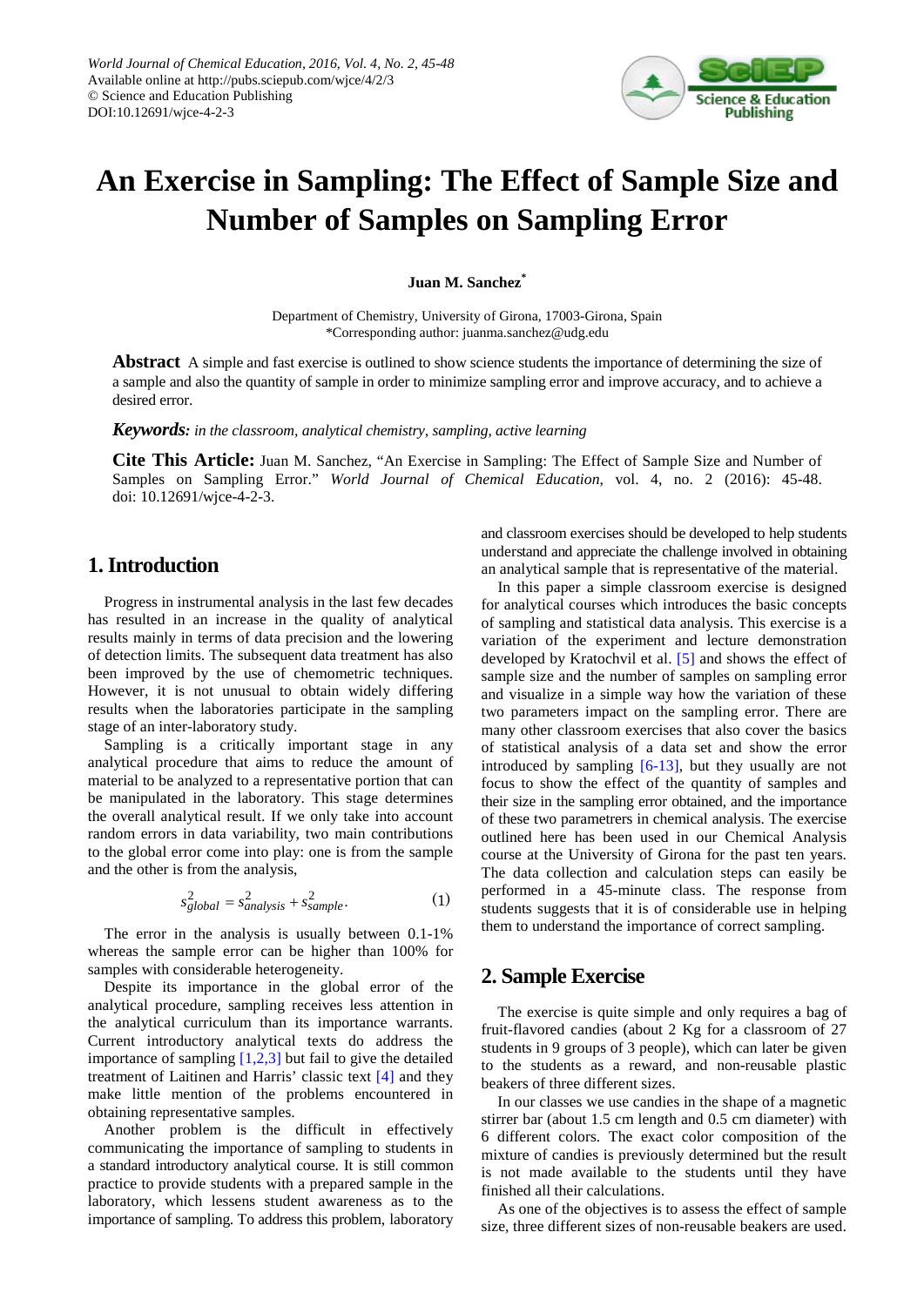World Journal of Chemical Education, 2016, Vol. 4, No. 2, 45-48
Available online at http://pubs.sciepub.com/wjce/4/2/3
© Science and Education Publishing
DOI:10.12691/wjce-4-2-3

# An Exercise in Sampling: The Effect of Sample Size and Number of Samples on Sampling Error

**Juan M. Sanchez***

Department of Chemistry, University of Girona, 17003-Girona, Spain
*Corresponding author: juanma.sanchez@udg.edu

**Abstract** A simple and fast exercise is outlined to show science students the importance of determining the size of a sample and also the quantity of sample in order to minimize sampling error and improve accuracy, and to achieve a desired error.

***Keywords:*** *in the classroom, analytical chemistry, sampling, active learning*

**Cite This Article:** Juan M. Sanchez, "An Exercise in Sampling: The Effect of Sample Size and Number of Samples on Sampling Error." *World Journal of Chemical Education*, vol. 4, no. 2 (2016): 45-48. doi: 10.12691/wjce-4-2-3.

## 1. Introduction

Progress in instrumental analysis in the last few decades has resulted in an increase in the quality of analytical results mainly in terms of data precision and the lowering of detection limits. The subsequent data treatment has also been improved by the use of chemometric techniques. However, it is not unusual to obtain widely differing results when the laboratories participate in the sampling stage of an inter-laboratory study.

Sampling is a critically important stage in any analytical procedure that aims to reduce the amount of material to be analyzed to a representative portion that can be manipulated in the laboratory. This stage determines the overall analytical result. If we only take into account random errors in data variability, two main contributions to the global error come into play: one is from the sample and the other is from the analysis,

$$s_{global}^2 = s_{analysis}^2 + s_{sample}^2. \quad (1)$$

The error in the analysis is usually between 0.1-1% whereas the sample error can be higher than 100% for samples with considerable heterogeneity.

Despite its importance in the global error of the analytical procedure, sampling receives less attention in the analytical curriculum than its importance warrants. Current introductory analytical texts do address the importance of sampling [1,2,3] but fail to give the detailed treatment of Laitinen and Harris' classic text [4] and they make little mention of the problems encountered in obtaining representative samples.

Another problem is the difficult in effectively communicating the importance of sampling to students in a standard introductory analytical course. It is still common practice to provide students with a prepared sample in the laboratory, which lessens student awareness as to the importance of sampling. To address this problem, laboratory and classroom exercises should be developed to help students understand and appreciate the challenge involved in obtaining an analytical sample that is representative of the material.

In this paper a simple classroom exercise is designed for analytical courses which introduces the basic concepts of sampling and statistical data analysis. This exercise is a variation of the experiment and lecture demonstration developed by Kratochvil et al. [5] and shows the effect of sample size and the number of samples on sampling error and visualize in a simple way how the variation of these two parameters impact on the sampling error. There are many other classroom exercises that also cover the basics of statistical analysis of a data set and show the error introduced by sampling [6-13], but they usually are not focus to show the effect of the quantity of samples and their size in the sampling error obtained, and the importance of these two parametrers in chemical analysis. The exercise outlined here has been used in our Chemical Analysis course at the University of Girona for the past ten years. The data collection and calculation steps can easily be performed in a 45-minute class. The response from students suggests that it is of considerable use in helping them to understand the importance of correct sampling.

## 2. Sample Exercise

The exercise is quite simple and only requires a bag of fruit-flavored candies (about 2 Kg for a classroom of 27 students in 9 groups of 3 people), which can later be given to the students as a reward, and non-reusable plastic beakers of three different sizes.

In our classes we use candies in the shape of a magnetic stirrer bar (about 1.5 cm length and 0.5 cm diameter) with 6 different colors. The exact color composition of the mixture of candies is previously determined but the result is not made available to the students until they have finished all their calculations.

As one of the objectives is to assess the effect of sample size, three different sizes of non-reusable beakers are used.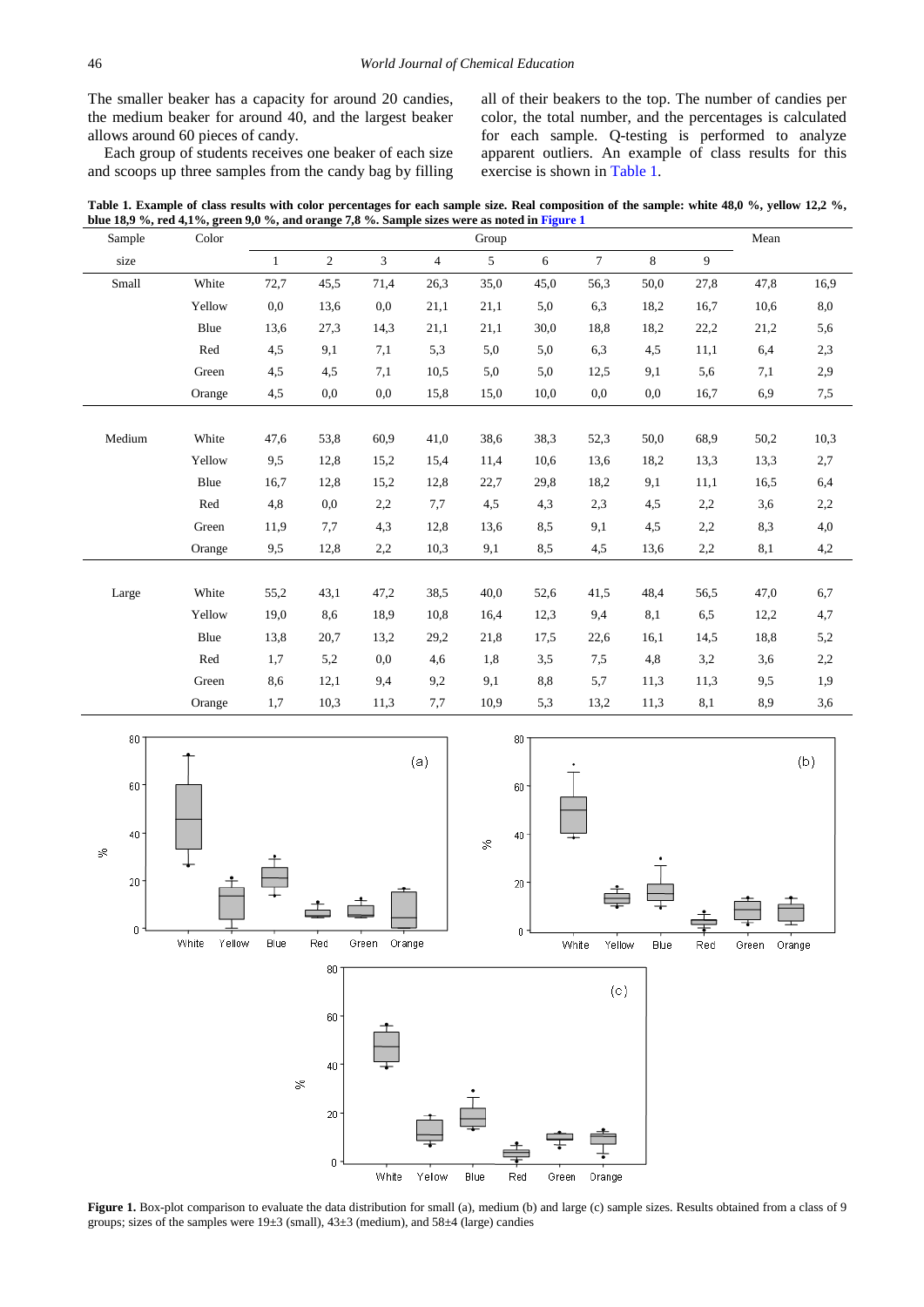The smaller beaker has a capacity for around 20 candies, the medium beaker for around 40, and the largest beaker allows around 60 pieces of candy.

Each group of students receives one beaker of each size and scoops up three samples from the candy bag by filling all of their beakers to the top. The number of candies per color, the total number, and the percentages is calculated for each sample. Q-testing is performed to analyze apparent outliers. An example of class results for this exercise is shown in Table 1.

**Table 1. Example of class results with color percentages for each sample size. Real composition of the sample: white 48,0 %, yellow 12,2 %, blue 18,9 %, red 4,1%, green 9,0 %, and orange 7,8 %. Sample sizes were as noted in Figure 1**

| Sample size | Color | Group | | | | | | | | | Mean | |
|---|---|---|---|---|---|---|---|---|---|---|---|---|
| | | 1 | 2 | 3 | 4 | 5 | 6 | 7 | 8 | 9 | | |
| Small | White | 72,7 | 45,5 | 71,4 | 26,3 | 35,0 | 45,0 | 56,3 | 50,0 | 27,8 | 47,8 | 16,9 |
| | Yellow | 0,0 | 13,6 | 0,0 | 21,1 | 21,1 | 5,0 | 6,3 | 18,2 | 16,7 | 10,6 | 8,0 |
| | Blue | 13,6 | 27,3 | 14,3 | 21,1 | 21,1 | 30,0 | 18,8 | 18,2 | 22,2 | 21,2 | 5,6 |
| | Red | 4,5 | 9,1 | 7,1 | 5,3 | 5,0 | 5,0 | 6,3 | 4,5 | 11,1 | 6,4 | 2,3 |
| | Green | 4,5 | 4,5 | 7,1 | 10,5 | 5,0 | 5,0 | 12,5 | 9,1 | 5,6 | 7,1 | 2,9 |
| | Orange | 4,5 | 0,0 | 0,0 | 15,8 | 15,0 | 10,0 | 0,0 | 0,0 | 16,7 | 6,9 | 7,5 |
| Medium | White | 47,6 | 53,8 | 60,9 | 41,0 | 38,6 | 38,3 | 52,3 | 50,0 | 68,9 | 50,2 | 10,3 |
| | Yellow | 9,5 | 12,8 | 15,2 | 15,4 | 11,4 | 10,6 | 13,6 | 18,2 | 13,3 | 13,3 | 2,7 |
| | Blue | 16,7 | 12,8 | 15,2 | 12,8 | 22,7 | 29,8 | 18,2 | 9,1 | 11,1 | 16,5 | 6,4 |
| | Red | 4,8 | 0,0 | 2,2 | 7,7 | 4,5 | 4,3 | 2,3 | 4,5 | 2,2 | 3,6 | 2,2 |
| | Green | 11,9 | 7,7 | 4,3 | 12,8 | 13,6 | 8,5 | 9,1 | 4,5 | 2,2 | 8,3 | 4,0 |
| | Orange | 9,5 | 12,8 | 2,2 | 10,3 | 9,1 | 8,5 | 4,5 | 13,6 | 2,2 | 8,1 | 4,2 |
| Large | White | 55,2 | 43,1 | 47,2 | 38,5 | 40,0 | 52,6 | 41,5 | 48,4 | 56,5 | 47,0 | 6,7 |
| | Yellow | 19,0 | 8,6 | 18,9 | 10,8 | 16,4 | 12,3 | 9,4 | 8,1 | 6,5 | 12,2 | 4,7 |
| | Blue | 13,8 | 20,7 | 13,2 | 29,2 | 21,8 | 17,5 | 22,6 | 16,1 | 14,5 | 18,8 | 5,2 |
| | Red | 1,7 | 5,2 | 0,0 | 4,6 | 1,8 | 3,5 | 7,5 | 4,8 | 3,2 | 3,6 | 2,2 |
| | Green | 8,6 | 12,1 | 9,4 | 9,2 | 9,1 | 8,8 | 5,7 | 11,3 | 11,3 | 9,5 | 1,9 |
| | Orange | 1,7 | 10,3 | 11,3 | 7,7 | 10,9 | 5,3 | 13,2 | 11,3 | 8,1 | 8,9 | 3,6 |

**Figure 1.** Box-plot comparison to evaluate the data distribution for small (a), medium (b) and large (c) sample sizes. Results obtained from a class of 9 groups; sizes of the samples were 19±3 (small), 43±3 (medium), and 58±4 (large) candies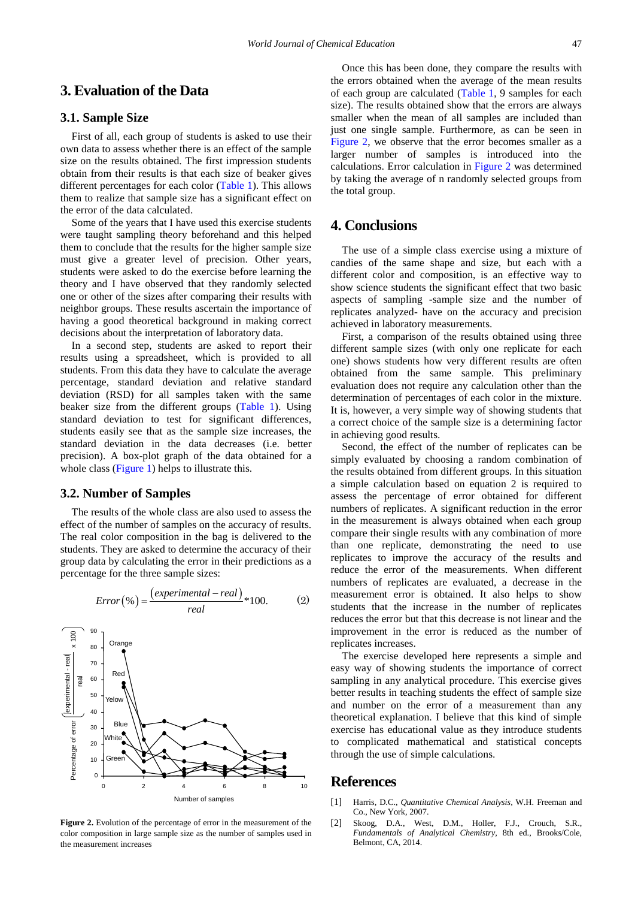## 3. Evaluation of the Data

### 3.1. Sample Size

First of all, each group of students is asked to use their own data to assess whether there is an effect of the sample size on the results obtained. The first impression students obtain from their results is that each size of beaker gives different percentages for each color (Table 1). This allows them to realize that sample size has a significant effect on the error of the data calculated.

Some of the years that I have used this exercise students were taught sampling theory beforehand and this helped them to conclude that the results for the higher sample size must give a greater level of precision. Other years, students were asked to do the exercise before learning the theory and I have observed that they randomly selected one or other of the sizes after comparing their results with neighbor groups. These results ascertain the importance of having a good theoretical background in making correct decisions about the interpretation of laboratory data.

In a second step, students are asked to report their results using a spreadsheet, which is provided to all students. From this data they have to calculate the average percentage, standard deviation and relative standard deviation (RSD) for all samples taken with the same beaker size from the different groups (Table 1). Using standard deviation to test for significant differences, students easily see that as the sample size increases, the standard deviation in the data decreases (i.e. better precision). A box-plot graph of the data obtained for a whole class (Figure 1) helps to illustrate this.

### 3.2. Number of Samples

The results of the whole class are also used to assess the effect of the number of samples on the accuracy of results. The real color composition in the bag is delivered to the students. They are asked to determine the accuracy of their group data by calculating the error in their predictions as a percentage for the three sample sizes:

$$Error(\%) = \frac{(experimental - real)}{real} * 100. \qquad (2)$$

**Figure 2.** Evolution of the percentage of error in the measurement of the color composition in large sample size as the number of samples used in the measurement increases

Once this has been done, they compare the results with the errors obtained when the average of the mean results of each group are calculated (Table 1, 9 samples for each size). The results obtained show that the errors are always smaller when the mean of all samples are included than just one single sample. Furthermore, as can be seen in Figure 2, we observe that the error becomes smaller as a larger number of samples is introduced into the calculations. Error calculation in Figure 2 was determined by taking the average of n randomly selected groups from the total group.

## 4. Conclusions

The use of a simple class exercise using a mixture of candies of the same shape and size, but each with a different color and composition, is an effective way to show science students the significant effect that two basic aspects of sampling -sample size and the number of replicates analyzed- have on the accuracy and precision achieved in laboratory measurements.

First, a comparison of the results obtained using three different sample sizes (with only one replicate for each one) shows students how very different results are often obtained from the same sample. This preliminary evaluation does not require any calculation other than the determination of percentages of each color in the mixture. It is, however, a very simple way of showing students that a correct choice of the sample size is a determining factor in achieving good results.

Second, the effect of the number of replicates can be simply evaluated by choosing a random combination of the results obtained from different groups. In this situation a simple calculation based on equation 2 is required to assess the percentage of error obtained for different numbers of replicates. A significant reduction in the error in the measurement is always obtained when each group compare their single results with any combination of more than one replicate, demonstrating the need to use replicates to improve the accuracy of the results and reduce the error of the measurements. When different numbers of replicates are evaluated, a decrease in the measurement error is obtained. It also helps to show students that the increase in the number of replicates reduces the error but that this decrease is not linear and the improvement in the error is reduced as the number of replicates increases.

The exercise developed here represents a simple and easy way of showing students the importance of correct sampling in any analytical procedure. This exercise gives better results in teaching students the effect of sample size and number on the error of a measurement than any theoretical explanation. I believe that this kind of simple exercise has educational value as they introduce students to complicated mathematical and statistical concepts through the use of simple calculations.

## References

[1] Harris, D.C., *Quantitative Chemical Analysis*, W.H. Freeman and Co., New York, 2007.

[2] Skoog, D.A., West, D.M., Holler, F.J., Crouch, S.R., *Fundamentals of Analytical Chemistry*, 8th ed., Brooks/Cole, Belmont, CA, 2014.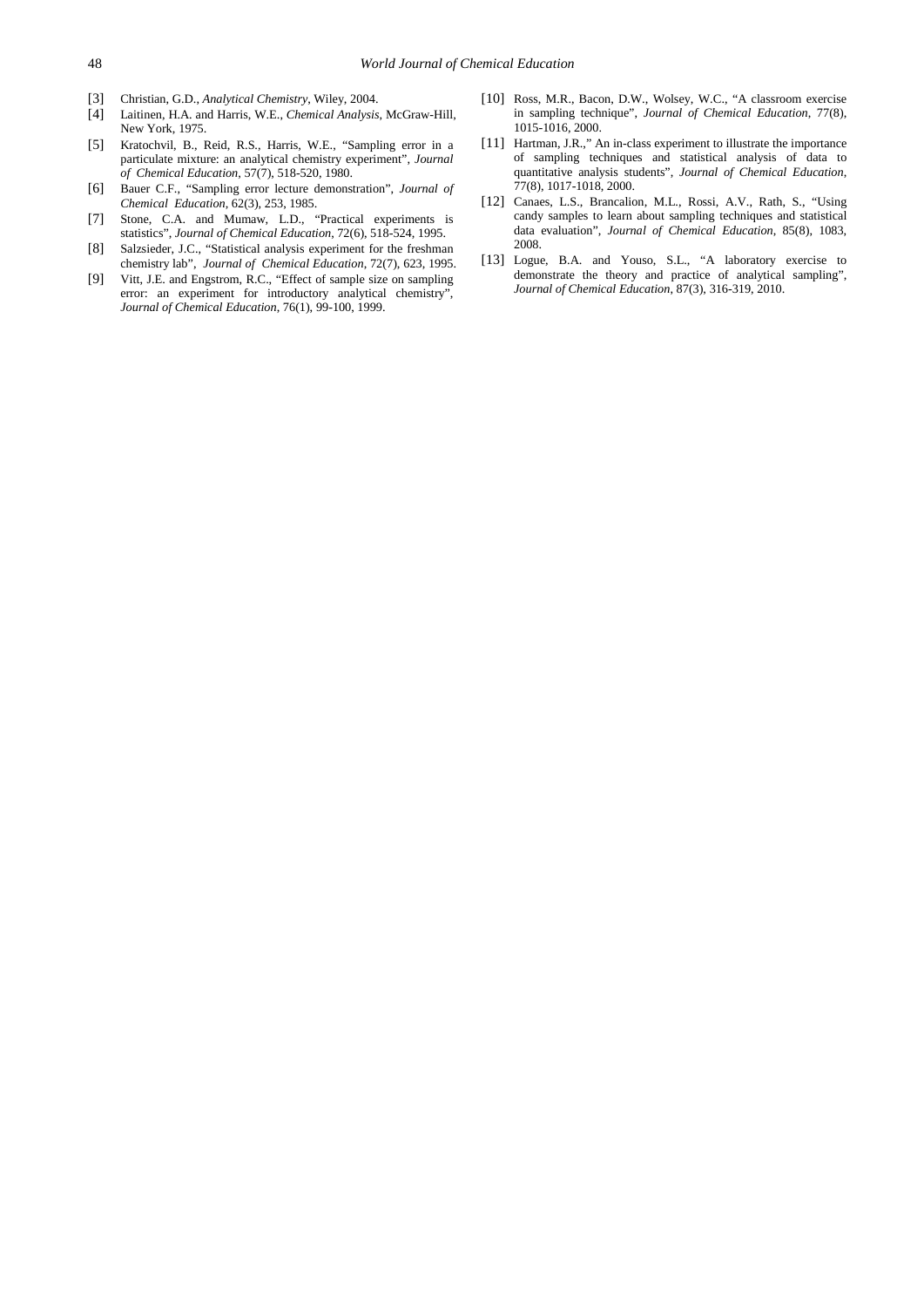[3] Christian, G.D., *Analytical Chemistry*, Wiley, 2004.

[4] Laitinen, H.A. and Harris, W.E., *Chemical Analysis*, McGraw-Hill, New York, 1975.

[5] Kratochvil, B., Reid, R.S., Harris, W.E., "Sampling error in a particulate mixture: an analytical chemistry experiment", *Journal of Chemical Education*, 57(7), 518-520, 1980.

[6] Bauer C.F., "Sampling error lecture demonstration", *Journal of Chemical Education*, 62(3), 253, 1985.

[7] Stone, C.A. and Mumaw, L.D., "Practical experiments is statistics", *Journal of Chemical Education*, 72(6), 518-524, 1995.

[8] Salzsieder, J.C., "Statistical analysis experiment for the freshman chemistry lab", *Journal of Chemical Education*, 72(7), 623, 1995.

[9] Vitt, J.E. and Engstrom, R.C., "Effect of sample size on sampling error: an experiment for introductory analytical chemistry", *Journal of Chemical Education*, 76(1), 99-100, 1999.

[10] Ross, M.R., Bacon, D.W., Wolsey, W.C., "A classroom exercise in sampling technique", *Journal of Chemical Education*, 77(8), 1015-1016, 2000.

[11] Hartman, J.R.," An in-class experiment to illustrate the importance of sampling techniques and statistical analysis of data to quantitative analysis students", *Journal of Chemical Education*, 77(8), 1017-1018, 2000.

[12] Canaes, L.S., Brancalion, M.L., Rossi, A.V., Rath, S., "Using candy samples to learn about sampling techniques and statistical data evaluation", *Journal of Chemical Education*, 85(8), 1083, 2008.

[13] Logue, B.A. and Youso, S.L., "A laboratory exercise to demonstrate the theory and practice of analytical sampling", *Journal of Chemical Education*, 87(3), 316-319, 2010.